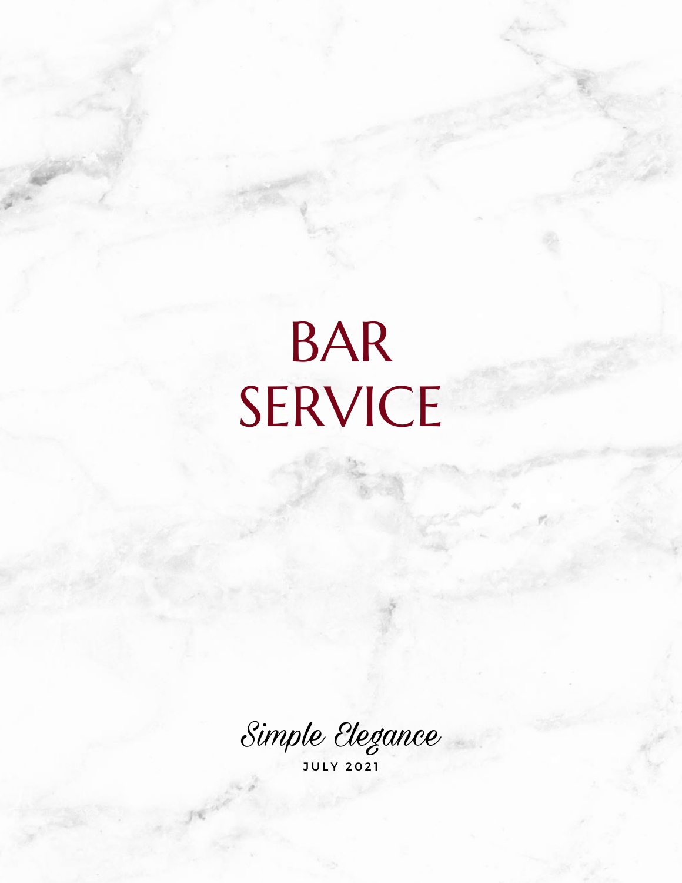# BAR SERVICE

*Simple Elegance*

JULY 2021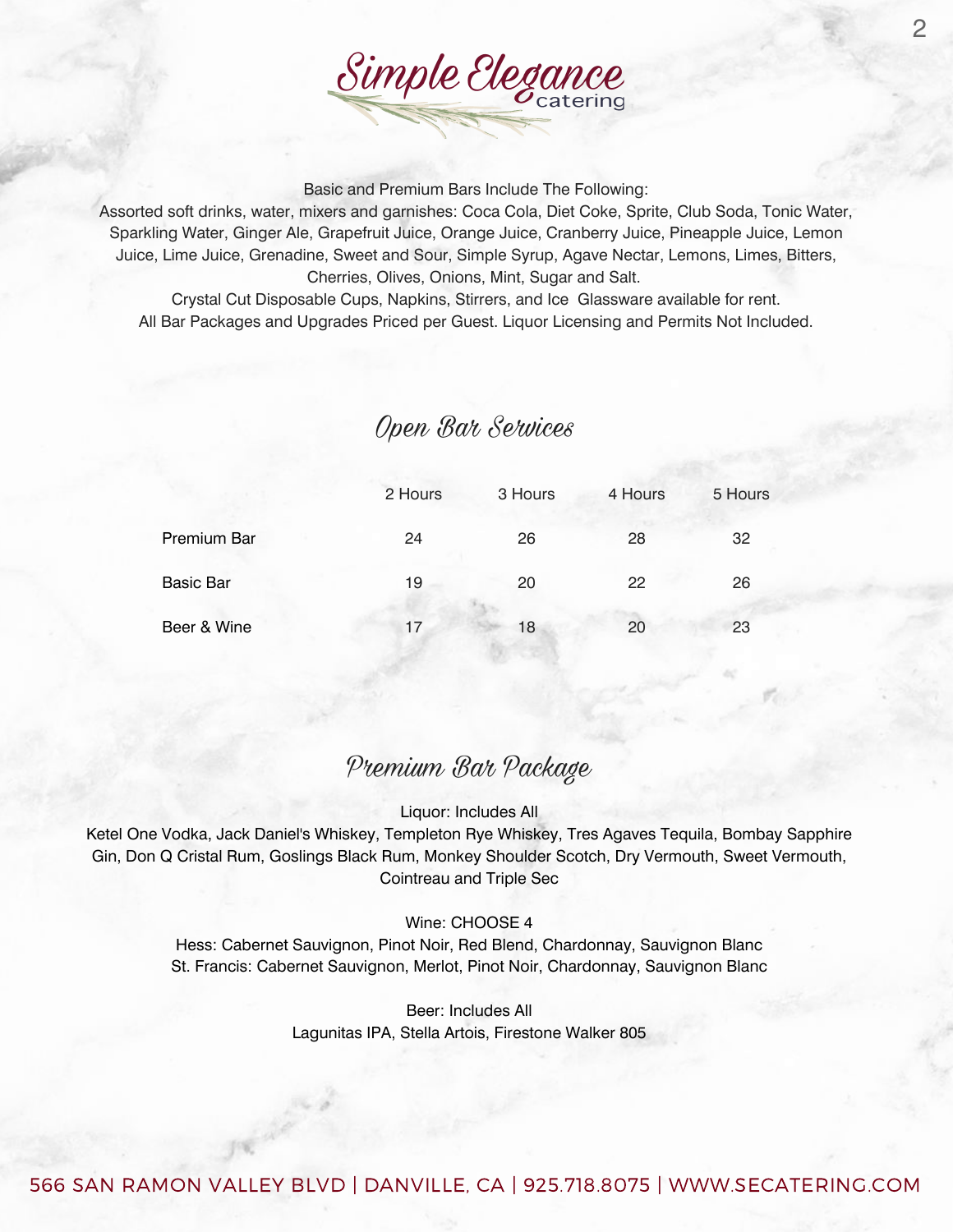# Simple Elegance catering

Basic and Premium Bars Include The Following:
Assorted soft drinks, water, mixers and garnishes: Coca Cola, Diet Coke, Sprite, Club Soda, Tonic Water, Sparkling Water, Ginger Ale, Grapefruit Juice, Orange Juice, Cranberry Juice, Pineapple Juice, Lemon Juice, Lime Juice, Grenadine, Sweet and Sour, Simple Syrup, Agave Nectar, Lemons, Limes, Bitters, Cherries, Olives, Onions, Mint, Sugar and Salt.
Crystal Cut Disposable Cups, Napkins, Stirrers, and Ice  Glassware available for rent.
All Bar Packages and Upgrades Priced per Guest. Liquor Licensing and Permits Not Included.

## Open Bar Services

| | 2 Hours | 3 Hours | 4 Hours | 5 Hours |
|---|---|---|---|---|
| Premium Bar | 24 | 26 | 28 | 32 |
| Basic Bar | 19 | 20 | 22 | 26 |
| Beer & Wine | 17 | 18 | 20 | 23 |

## Premium Bar Package

Liquor: Includes All
Ketel One Vodka, Jack Daniel's Whiskey, Templeton Rye Whiskey, Tres Agaves Tequila, Bombay Sapphire Gin, Don Q Cristal Rum, Goslings Black Rum, Monkey Shoulder Scotch, Dry Vermouth, Sweet Vermouth, Cointreau and Triple Sec

Wine: CHOOSE 4
Hess: Cabernet Sauvignon, Pinot Noir, Red Blend, Chardonnay, Sauvignon Blanc
St. Francis: Cabernet Sauvignon, Merlot, Pinot Noir, Chardonnay, Sauvignon Blanc

Beer: Includes All
Lagunitas IPA, Stella Artois, Firestone Walker 805

566 SAN RAMON VALLEY BLVD | DANVILLE, CA | 925.718.8075 | WWW.SECATERING.COM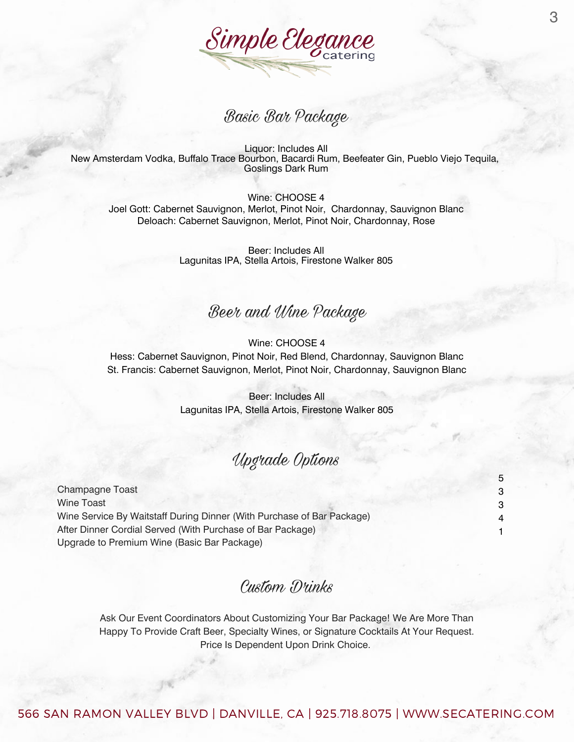## Basic Bar Package

Liquor: Includes All
New Amsterdam Vodka, Buffalo Trace Bourbon, Bacardi Rum, Beefeater Gin, Pueblo Viejo Tequila, Goslings Dark Rum

Wine: CHOOSE 4
Joel Gott: Cabernet Sauvignon, Merlot, Pinot Noir, Chardonnay, Sauvignon Blanc
Deloach: Cabernet Sauvignon, Merlot, Pinot Noir, Chardonnay, Rose

Beer: Includes All
Lagunitas IPA, Stella Artois, Firestone Walker 805

## Beer and Wine Package

Wine: CHOOSE 4
Hess: Cabernet Sauvignon, Pinot Noir, Red Blend, Chardonnay, Sauvignon Blanc
St. Francis: Cabernet Sauvignon, Merlot, Pinot Noir, Chardonnay, Sauvignon Blanc

Beer: Includes All
Lagunitas IPA, Stella Artois, Firestone Walker 805

## Upgrade Options

| | |
|---|---|
| Champagne Toast | 5 |
| Wine Toast | 3 |
| Wine Service By Waitstaff During Dinner (With Purchase of Bar Package) | 3 |
| After Dinner Cordial Served (With Purchase of Bar Package) | 4 |
| Upgrade to Premium Wine (Basic Bar Package) | 1 |

## Custom Drinks

Ask Our Event Coordinators About Customizing Your Bar Package! We Are More Than Happy To Provide Craft Beer, Specialty Wines, or Signature Cocktails At Your Request. Price Is Dependent Upon Drink Choice.